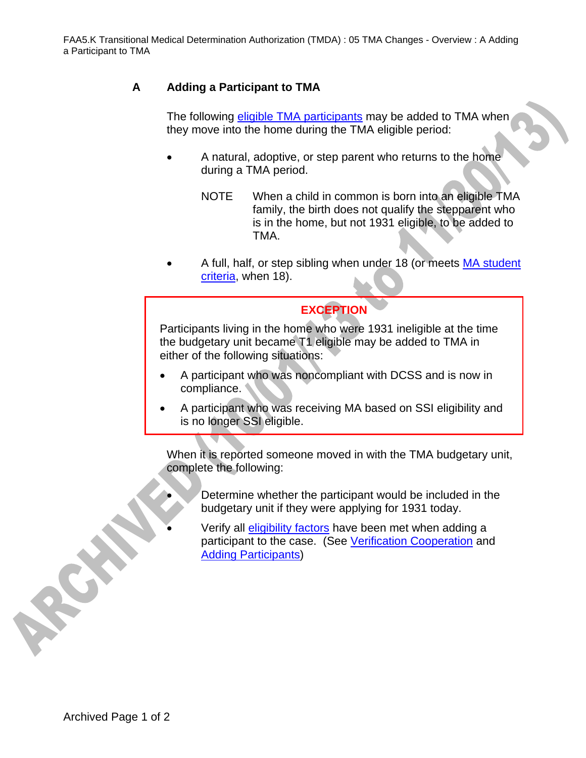## A Adding a Participant to TMA

The following eligible TMA participants may be added to TMA when they move into the home during the TMA eligible period:

- A natural, adoptive, or step parent who returns to the home during a TMA period.

  NOTE When a child in common is born into an eligible TMA family, the birth does not qualify the stepparent who is in the home, but not 1931 eligible, to be added to TMA.

- A full, half, or step sibling when under 18 (or meets MA student criteria, when 18).

**EXCEPTION**

Participants living in the home who were 1931 ineligible at the time the budgetary unit became T1 eligible may be added to TMA in either of the following situations:

- A participant who was noncompliant with DCSS and is now in compliance.
- A participant who was receiving MA based on SSI eligibility and is no longer SSI eligible.

When it is reported someone moved in with the TMA budgetary unit, complete the following:

- Determine whether the participant would be included in the budgetary unit if they were applying for 1931 today.
- Verify all eligibility factors have been met when adding a participant to the case. (See Verification Cooperation and Adding Participants)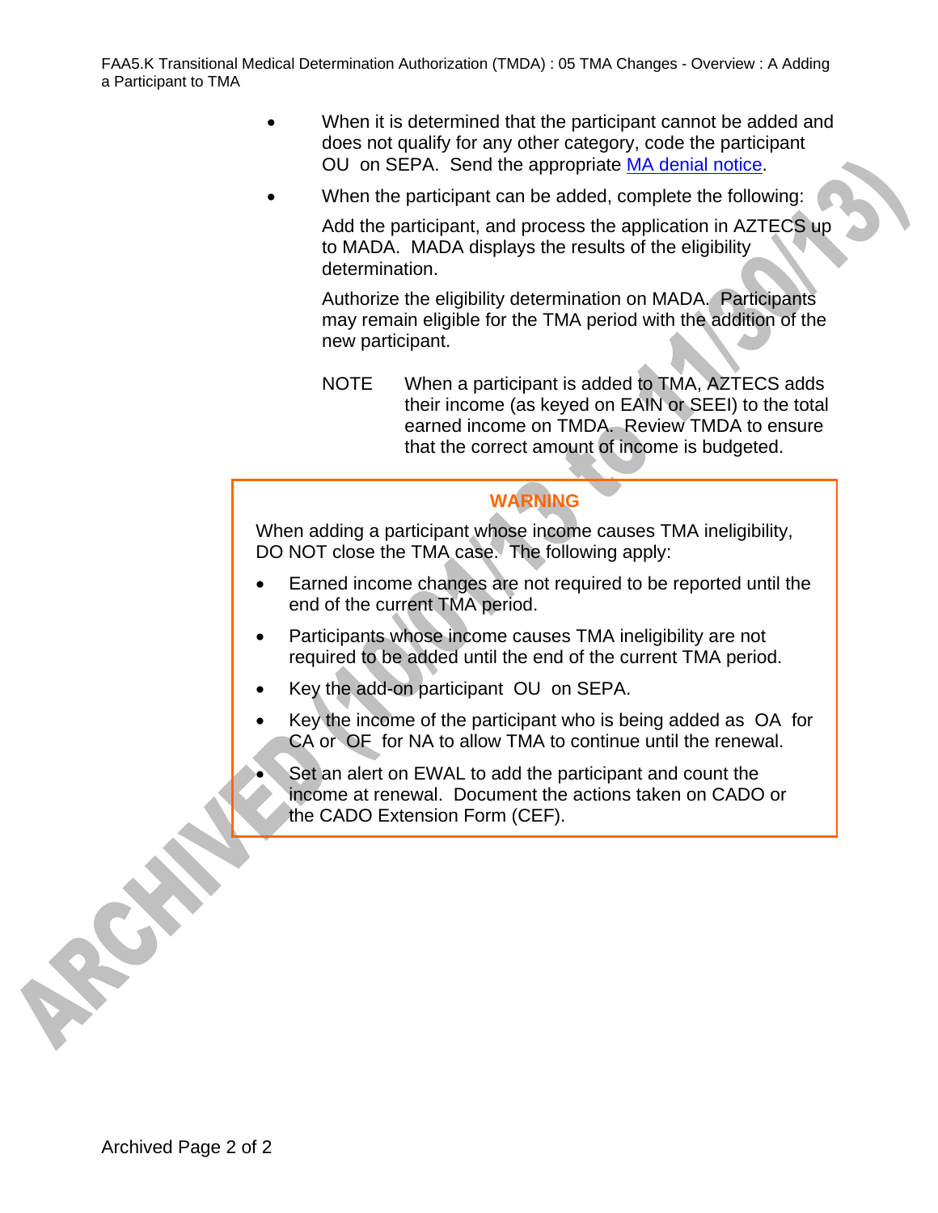- When it is determined that the participant cannot be added and does not qualify for any other category, code the participant OU on SEPA. Send the appropriate MA denial notice.
- When the participant can be added, complete the following:

  Add the participant, and process the application in AZTECS up to MADA. MADA displays the results of the eligibility determination.

  Authorize the eligibility determination on MADA. Participants may remain eligible for the TMA period with the addition of the new participant.

  NOTE When a participant is added to TMA, AZTECS adds their income (as keyed on EAIN or SEEI) to the total earned income on TMDA. Review TMDA to ensure that the correct amount of income is budgeted.

**WARNING**

When adding a participant whose income causes TMA ineligibility, DO NOT close the TMA case. The following apply:

- Earned income changes are not required to be reported until the end of the current TMA period.
- Participants whose income causes TMA ineligibility are not required to be added until the end of the current TMA period.
- Key the add-on participant OU on SEPA.
- Key the income of the participant who is being added as OA for CA or OF for NA to allow TMA to continue until the renewal.
- Set an alert on EWAL to add the participant and count the income at renewal. Document the actions taken on CADO or the CADO Extension Form (CEF).